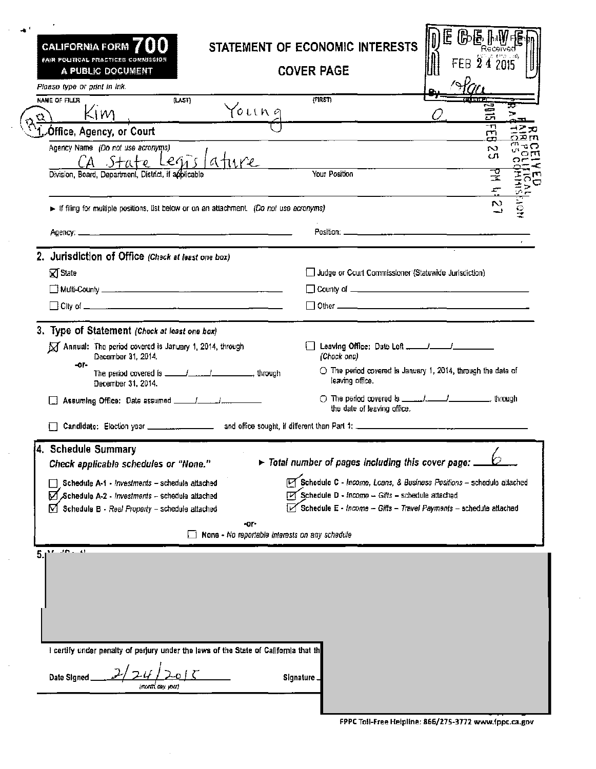# CALIFORNIA FORM 700

FAIR POLITICAL PRACTICES COMMISSION

A PUBLIC DOCUMENT

## STATEMENT OF ECONOMIC INTERESTS

## COVER PAGE

RECEIVED
Received
FEB 24 2015

2015 FEB 25 PM 4:27
RECEIVED
FAIR POLITICAL PRACTICES COMMISSION

*Please type or print in ink.*

NAME OF FILER (LAST) (FIRST) (MIDDLE)

Kim Young O

### 1. Office, Agency, or Court

Agency Name *(Do not use acronyms)*

CA State Legislature

Division, Board, Department, District, if applicable

Your Position

► If filing for multiple positions, list below or on an attachment. *(Do not use acronyms)*

Agency: ____________________ Position: ____________________

### 2. Jurisdiction of Office *(Check at least one box)*

- [x] State
- [ ] Multi-County ____________________
- [ ] City of ____________________
- [ ] Judge or Court Commissioner (Statewide Jurisdiction)
- [ ] County of ____________________
- [ ] Other ____________________

### 3. Type of Statement *(Check at least one box)*

- [x] Annual: The period covered is January 1, 2014, through December 31, 2014.
  -or-
  The period covered is ___/___/______, through December 31, 2014.
- [ ] Assuming Office: Date assumed ___/___/______
- [ ] Leaving Office: Date Left ___/___/______
  *(Check one)*
  - ○ The period covered is January 1, 2014, through the date of leaving office.
  - ○ The period covered is ___/___/______, through the date of leaving office.
- [ ] Candidate: Election year ________ and office sought, if different than Part 1: ____________________

### 4. Schedule Summary

**Check applicable schedules or "None."**

► ***Total number of pages including this cover page:*** 6

- [ ] Schedule A-1 - *Investments* – schedule attached
- [x] Schedule A-2 - *Investments* – schedule attached
- [x] Schedule B - *Real Property* – schedule attached
- [x] Schedule C - *Income, Loans, & Business Positions* – schedule attached
- [x] Schedule D - *Income – Gifts* – schedule attached
- [x] Schedule E - *Income – Gifts – Travel Payments* – schedule attached

-or-

- [ ] None - *No reportable interests on any schedule*

### 5.

I certify under penalty of perjury under the laws of the State of California that th

Date Signed 2/24/2015 *(month, day, year)*

Signature

FPPC Toll-Free Helpline: 866/275-3772 www.fppc.ca.gov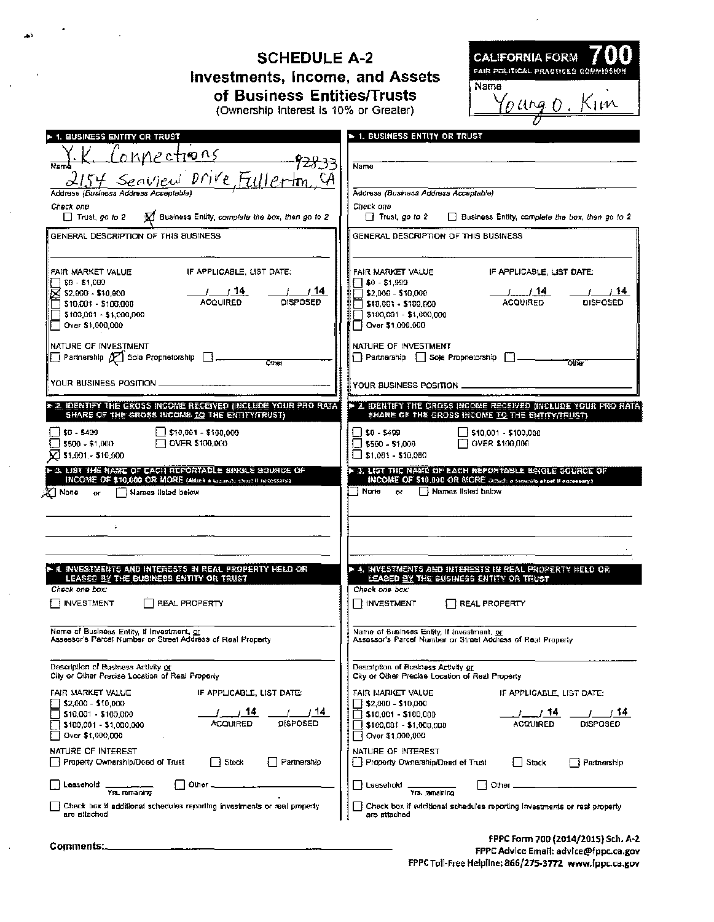# SCHEDULE A-2
## Investments, Income, and Assets of Business Entities/Trusts
(Ownership Interest is 10% or Greater)

**CALIFORNIA FORM 700**
FAIR POLITICAL PRACTICES COMMISSION

Name: Young O. Kim

---

### ► 1. BUSINESS ENTITY OR TRUST

Y.K. Connections
Name

2154 Seaview Drive, Fullerton, CA 92833
Address (Business Address Acceptable)

Check one
- [ ] Trust, go to 2
- [x] Business Entity, complete the box, then go to 2

GENERAL DESCRIPTION OF THIS BUSINESS

FAIR MARKET VALUE
- [ ] $0 - $1,999
- [x] $2,000 - $10,000
- [ ] $10,001 - $100,000
- [ ] $100,001 - $1,000,000
- [ ] Over $1,000,000

IF APPLICABLE, LIST DATE:
\_\_/\_\_/14 ACQUIRED \_\_/\_\_/14 DISPOSED

NATURE OF INVESTMENT
- [ ] Partnership
- [x] Sole Proprietorship
- [ ] Other

YOUR BUSINESS POSITION

### ► 2. IDENTIFY THE GROSS INCOME RECEIVED (INCLUDE YOUR PRO RATA SHARE OF THE GROSS INCOME TO THE ENTITY/TRUST)

- [ ] $0 - $499
- [ ] $500 - $1,000
- [x] $1,001 - $10,000
- [ ] $10,001 - $100,000
- [ ] OVER $100,000

### ► 3. LIST THE NAME OF EACH REPORTABLE SINGLE SOURCE OF INCOME OF $10,000 OR MORE (Attach a separate sheet if necessary.)

- [x] None or
- [ ] Names listed below

### ► 4. INVESTMENTS AND INTERESTS IN REAL PROPERTY HELD OR LEASED BY THE BUSINESS ENTITY OR TRUST

Check one box:
- [ ] INVESTMENT
- [ ] REAL PROPERTY

Name of Business Entity, if Investment, or Assessor's Parcel Number or Street Address of Real Property

Description of Business Activity or City or Other Precise Location of Real Property

FAIR MARKET VALUE
- [ ] $2,000 - $10,000
- [ ] $10,001 - $100,000
- [ ] $100,001 - $1,000,000
- [ ] Over $1,000,000

IF APPLICABLE, LIST DATE:
\_\_/\_\_/14 ACQUIRED \_\_/\_\_/14 DISPOSED

NATURE OF INTEREST
- [ ] Property Ownership/Deed of Trust
- [ ] Stock
- [ ] Partnership
- [ ] Leasehold \_\_\_\_ Yrs. remaining
- [ ] Other

- [ ] Check box if additional schedules reporting investments or real property are attached

---

### ► 1. BUSINESS ENTITY OR TRUST

Name

Address (Business Address Acceptable)

Check one
- [ ] Trust, go to 2
- [ ] Business Entity, complete the box, then go to 2

GENERAL DESCRIPTION OF THIS BUSINESS

FAIR MARKET VALUE
- [ ] $0 - $1,999
- [ ] $2,000 - $10,000
- [ ] $10,001 - $100,000
- [ ] $100,001 - $1,000,000
- [ ] Over $1,000,000

IF APPLICABLE, LIST DATE:
\_\_/\_\_/14 ACQUIRED \_\_/\_\_/14 DISPOSED

NATURE OF INVESTMENT
- [ ] Partnership
- [ ] Sole Proprietorship
- [ ] Other

YOUR BUSINESS POSITION

### ► 2. IDENTIFY THE GROSS INCOME RECEIVED (INCLUDE YOUR PRO RATA SHARE OF THE GROSS INCOME TO THE ENTITY/TRUST)

- [ ] $0 - $499
- [ ] $500 - $1,000
- [ ] $1,001 - $10,000
- [ ] $10,001 - $100,000
- [ ] OVER $100,000

### ► 3. LIST THE NAME OF EACH REPORTABLE SINGLE SOURCE OF INCOME OF $10,000 OR MORE (Attach a separate sheet if necessary.)

- [ ] None or
- [ ] Names listed below

### ► 4. INVESTMENTS AND INTERESTS IN REAL PROPERTY HELD OR LEASED BY THE BUSINESS ENTITY OR TRUST

Check one box:
- [ ] INVESTMENT
- [ ] REAL PROPERTY

Name of Business Entity, if Investment, or Assessor's Parcel Number or Street Address of Real Property

Description of Business Activity or City or Other Precise Location of Real Property

FAIR MARKET VALUE
- [ ] $2,000 - $10,000
- [ ] $10,001 - $100,000
- [ ] $100,001 - $1,000,000
- [ ] Over $1,000,000

IF APPLICABLE, LIST DATE:
\_\_/\_\_/14 ACQUIRED \_\_/\_\_/14 DISPOSED

NATURE OF INTEREST
- [ ] Property Ownership/Deed of Trust
- [ ] Stock
- [ ] Partnership
- [ ] Leasehold \_\_\_\_ Yrs. remaining
- [ ] Other

- [ ] Check box if additional schedules reporting investments or real property are attached

---

Comments:

FPPC Form 700 (2014/2015) Sch. A-2
FPPC Advice Email: advice@fppc.ca.gov
FPPC Toll-Free Helpline: 866/275-3772 www.fppc.ca.gov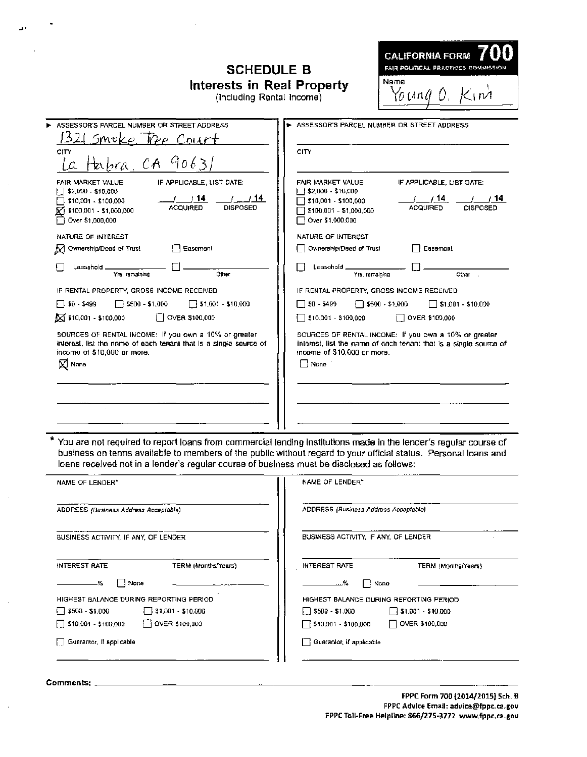# SCHEDULE B
## Interests in Real Property
(Including Rental Income)

**CALIFORNIA FORM 700**
FAIR POLITICAL PRACTICES COMMISSION

Name: Young O. Kim

---

### Property 1

► ASSESSOR'S PARCEL NUMBER OR STREET ADDRESS

1321 Smoke Tree Court

CITY

La Habra, CA 90631

FAIR MARKET VALUE
- [ ] $2,000 - $10,000
- [ ] $10,001 - $100,000
- [x] $100,001 - $1,000,000
- [ ] Over $1,000,000

IF APPLICABLE, LIST DATE:

___/___/14 ACQUIRED ___/___/14 DISPOSED

NATURE OF INTEREST
- [x] Ownership/Deed of Trust
- [ ] Easement
- [ ] Leasehold ______ Yrs. remaining
- [ ] ______ Other

IF RENTAL PROPERTY, GROSS INCOME RECEIVED
- [ ] $0 - $499
- [ ] $500 - $1,000
- [ ] $1,001 - $10,000
- [x] $10,001 - $100,000
- [ ] OVER $100,000

SOURCES OF RENTAL INCOME: If you own a 10% or greater interest, list the name of each tenant that is a single source of income of $10,000 or more.
- [x] None

---

### Property 2

► ASSESSOR'S PARCEL NUMBER OR STREET ADDRESS

CITY

FAIR MARKET VALUE
- [ ] $2,000 - $10,000
- [ ] $10,001 - $100,000
- [ ] $100,001 - $1,000,000
- [ ] Over $1,000,000

IF APPLICABLE, LIST DATE:

___/___/14 ACQUIRED ___/___/14 DISPOSED

NATURE OF INTEREST
- [ ] Ownership/Deed of Trust
- [ ] Easement
- [ ] Leasehold ______ Yrs. remaining
- [ ] ______ Other

IF RENTAL PROPERTY, GROSS INCOME RECEIVED
- [ ] $0 - $499
- [ ] $500 - $1,000
- [ ] $1,001 - $10,000
- [ ] $10,001 - $100,000
- [ ] OVER $100,000

SOURCES OF RENTAL INCOME: If you own a 10% or greater interest, list the name of each tenant that is a single source of income of $10,000 or more.
- [ ] None

---

\* You are not required to report loans from commercial lending institutions made in the lender's regular course of business on terms available to members of the public without regard to your official status. Personal loans and loans received not in a lender's regular course of business must be disclosed as follows:

### Loan 1

NAME OF LENDER*

ADDRESS (Business Address Acceptable)

BUSINESS ACTIVITY, IF ANY, OF LENDER

INTEREST RATE ______% [ ] None

TERM (Months/Years)

HIGHEST BALANCE DURING REPORTING PERIOD
- [ ] $500 - $1,000
- [ ] $1,001 - $10,000
- [ ] $10,001 - $100,000
- [ ] OVER $100,000

- [ ] Guarantor, if applicable

### Loan 2

NAME OF LENDER*

ADDRESS (Business Address Acceptable)

BUSINESS ACTIVITY, IF ANY, OF LENDER

INTEREST RATE ______% [ ] None

TERM (Months/Years)

HIGHEST BALANCE DURING REPORTING PERIOD
- [ ] $500 - $1,000
- [ ] $1,001 - $10,000
- [ ] $10,001 - $100,000
- [ ] OVER $100,000

- [ ] Guarantor, if applicable

---

**Comments:** ______

FPPC Form 700 (2014/2015) Sch. B
FPPC Advice Email: advice@fppc.ca.gov
FPPC Toll-Free Helpline: 866/275-3772 www.fppc.ca.gov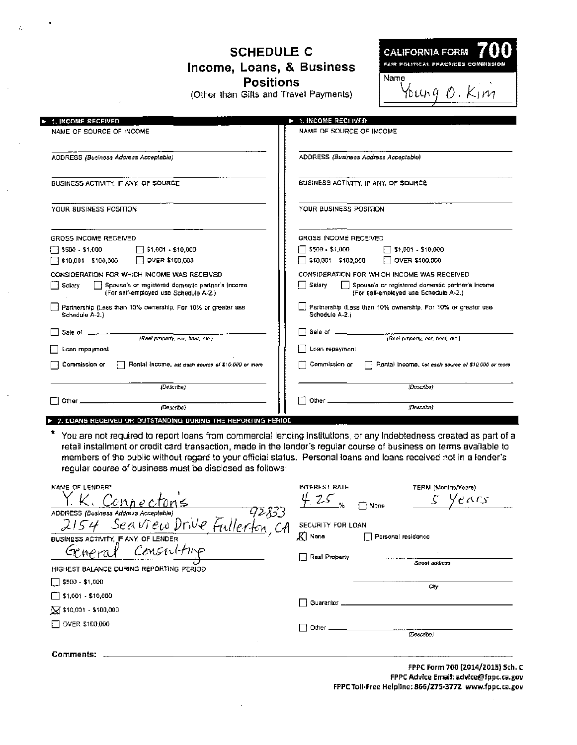# SCHEDULE C
## Income, Loans, & Business Positions
(Other than Gifts and Travel Payments)

**CALIFORNIA FORM 700**
FAIR POLITICAL PRACTICES COMMISSION

Name: Young O. Kim

---

### ▶ 1. INCOME RECEIVED

NAME OF SOURCE OF INCOME

ADDRESS *(Business Address Acceptable)*

BUSINESS ACTIVITY, IF ANY, OF SOURCE

YOUR BUSINESS POSITION

GROSS INCOME RECEIVED

- [ ] $500 - $1,000
- [ ] $1,001 - $10,000
- [ ] $10,001 - $100,000
- [ ] OVER $100,000

CONSIDERATION FOR WHICH INCOME WAS RECEIVED

- [ ] Salary
- [ ] Spouse's or registered domestic partner's income (For self-employed use Schedule A-2.)
- [ ] Partnership (Less than 10% ownership. For 10% or greater use Schedule A-2.)
- [ ] Sale of ______ *(Real property, car, boat, etc.)*
- [ ] Loan repayment
- [ ] Commission or
- [ ] Rental Income, *list each source of $10,000 or more*

______ *(Describe)*

- [ ] Other ______ *(Describe)*

### ▶ 1. INCOME RECEIVED

NAME OF SOURCE OF INCOME

ADDRESS *(Business Address Acceptable)*

BUSINESS ACTIVITY, IF ANY, OF SOURCE

YOUR BUSINESS POSITION

GROSS INCOME RECEIVED

- [ ] $500 - $1,000
- [ ] $1,001 - $10,000
- [ ] $10,001 - $100,000
- [ ] OVER $100,000

CONSIDERATION FOR WHICH INCOME WAS RECEIVED

- [ ] Salary
- [ ] Spouse's or registered domestic partner's income (For self-employed use Schedule A-2.)
- [ ] Partnership (Less than 10% ownership. For 10% or greater use Schedule A-2.)
- [ ] Sale of ______ *(Real property, car, boat, etc.)*
- [ ] Loan repayment
- [ ] Commission or
- [ ] Rental Income, *list each source of $10,000 or more*

______ *(Describe)*

- [ ] Other ______ *(Describe)*

---

### ▶ 2. LOANS RECEIVED OR OUTSTANDING DURING THE REPORTING PERIOD

\* You are not required to report loans from commercial lending institutions, or any indebtedness created as part of a retail installment or credit card transaction, made in the lender's regular course of business on terms available to members of the public without regard to your official status. Personal loans and loans received not in a lender's regular course of business must be disclosed as follows:

NAME OF LENDER*: Y. K. Connectons

ADDRESS *(Business Address Acceptable)*: 2154 Seaview Drive, Fullerton, CA 92833

BUSINESS ACTIVITY, IF ANY, OF LENDER: General Consulting

HIGHEST BALANCE DURING REPORTING PERIOD

- [ ] $500 - $1,000
- [ ] $1,001 - $10,000
- [x] $10,001 - $100,000
- [ ] OVER $100,000

INTEREST RATE: 4.25 %  [ ] None

TERM (Months/Years): 5 Years

SECURITY FOR LOAN

- [x] None
- [ ] Personal residence
- [ ] Real Property ______ *(Street address)* ______ *(City)*
- [ ] Guarantor ______
- [ ] Other ______ *(Describe)*

Comments: ______

FPPC Form 700 (2014/2015) Sch. C
FPPC Advice Email: advice@fppc.ca.gov
FPPC Toll-Free Helpline: 866/275-3772 www.fppc.ca.gov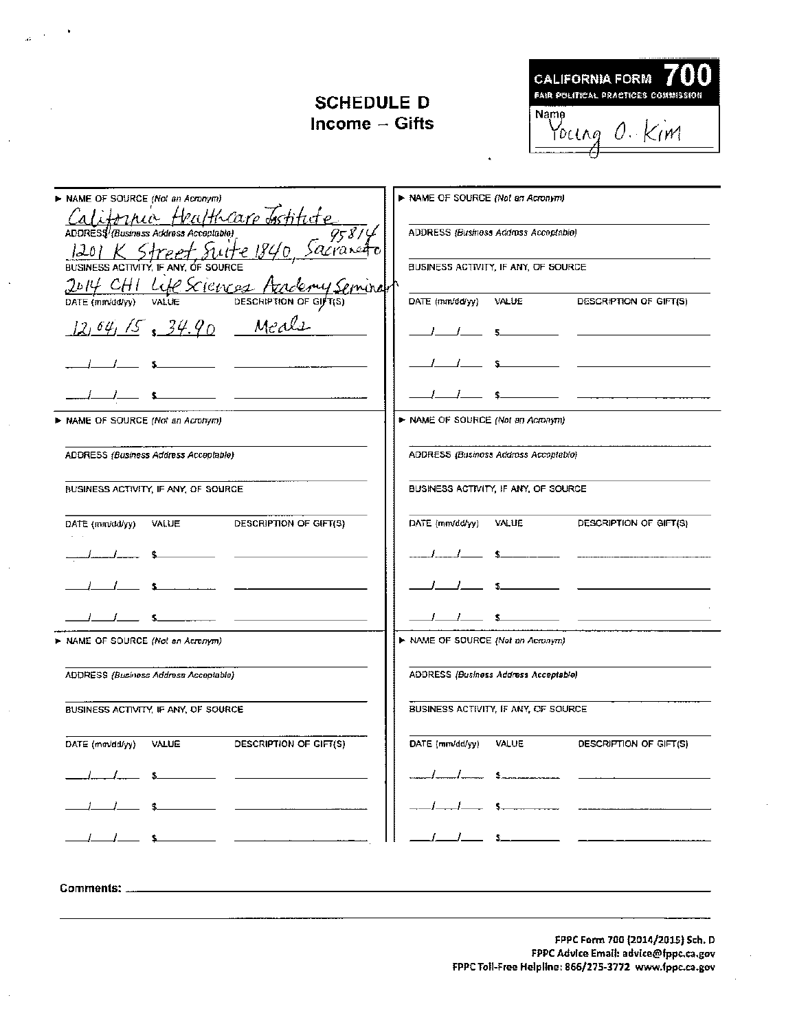# SCHEDULE D
## Income – Gifts

**CALIFORNIA FORM 700**
FAIR POLITICAL PRACTICES COMMISSION

Name: Young O. Kim

---

▶ NAME OF SOURCE (*Not an Acronym*)
California Healthcare Institute

ADDRESS (*Business Address Acceptable*)
1201 K Street, Suite 1840, Sacramento 95814

BUSINESS ACTIVITY, IF ANY, OF SOURCE
2014 CHI Life Sciences Academy Seminar

| DATE (mm/dd/yy) | VALUE | DESCRIPTION OF GIFT(S) |
|---|---|---|
| 12/04/15 | $ 34.90 | Meals |
| ___/___/___ | $ | |
| ___/___/___ | $ | |

---

▶ NAME OF SOURCE (*Not an Acronym*)

ADDRESS (*Business Address Acceptable*)

BUSINESS ACTIVITY, IF ANY, OF SOURCE

| DATE (mm/dd/yy) | VALUE | DESCRIPTION OF GIFT(S) |
|---|---|---|
| ___/___/___ | $ | |
| ___/___/___ | $ | |
| ___/___/___ | $ | |

---

▶ NAME OF SOURCE (*Not an Acronym*)

ADDRESS (*Business Address Acceptable*)

BUSINESS ACTIVITY, IF ANY, OF SOURCE

| DATE (mm/dd/yy) | VALUE | DESCRIPTION OF GIFT(S) |
|---|---|---|
| ___/___/___ | $ | |
| ___/___/___ | $ | |
| ___/___/___ | $ | |

---

▶ NAME OF SOURCE (*Not an Acronym*)

ADDRESS (*Business Address Acceptable*)

BUSINESS ACTIVITY, IF ANY, OF SOURCE

| DATE (mm/dd/yy) | VALUE | DESCRIPTION OF GIFT(S) |
|---|---|---|
| ___/___/___ | $ | |
| ___/___/___ | $ | |
| ___/___/___ | $ | |

---

▶ NAME OF SOURCE (*Not an Acronym*)

ADDRESS (*Business Address Acceptable*)

BUSINESS ACTIVITY, IF ANY, OF SOURCE

| DATE (mm/dd/yy) | VALUE | DESCRIPTION OF GIFT(S) |
|---|---|---|
| ___/___/___ | $ | |
| ___/___/___ | $ | |
| ___/___/___ | $ | |

---

▶ NAME OF SOURCE (*Not an Acronym*)

ADDRESS (*Business Address Acceptable*)

BUSINESS ACTIVITY, IF ANY, OF SOURCE

| DATE (mm/dd/yy) | VALUE | DESCRIPTION OF GIFT(S) |
|---|---|---|
| ___/___/___ | $ | |
| ___/___/___ | $ | |
| ___/___/___ | $ | |

---

**Comments:** ______________________________

FPPC Form 700 (2014/2015) Sch. D
FPPC Advice Email: advice@fppc.ca.gov
FPPC Toll-Free Helpline: 866/275-3772 www.fppc.ca.gov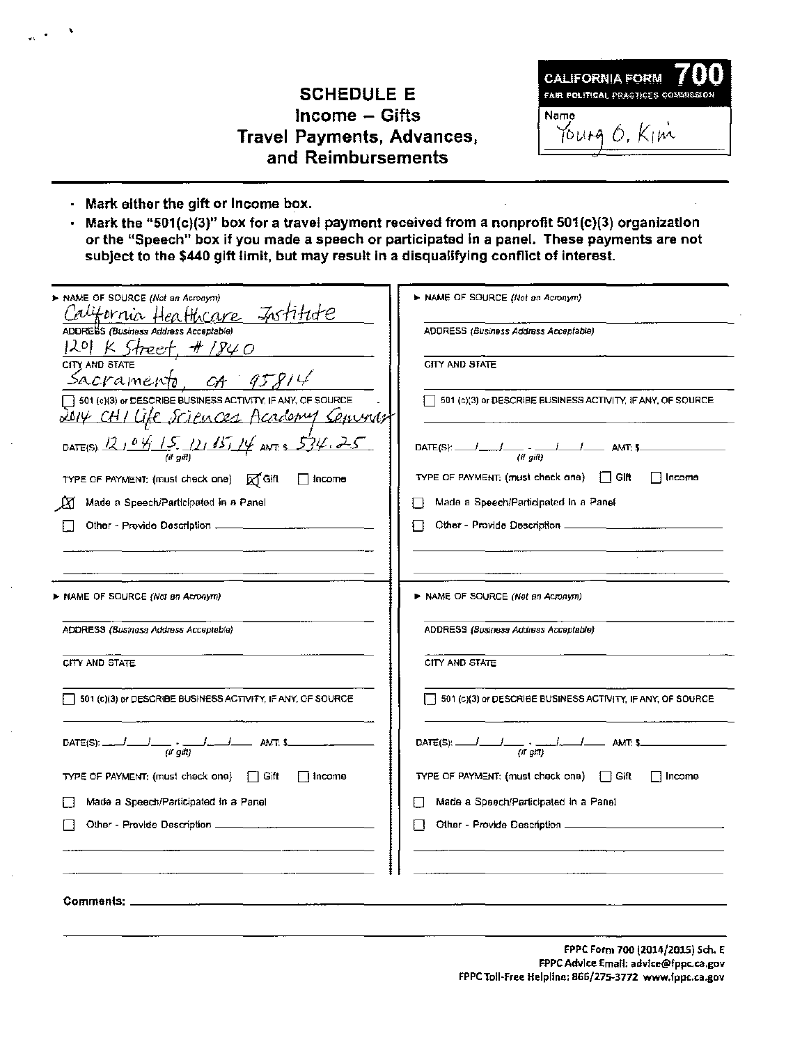# SCHEDULE E
## Income – Gifts
## Travel Payments, Advances, and Reimbursements

**CALIFORNIA FORM 700**
FAIR POLITICAL PRACTICES COMMISSION

Name: Young O. Kim

- **Mark either the gift or income box.**
- **Mark the "501(c)(3)" box for a travel payment received from a nonprofit 501(c)(3) organization or the "Speech" box if you made a speech or participated in a panel. These payments are not subject to the $440 gift limit, but may result in a disqualifying conflict of interest.**

---

► NAME OF SOURCE *(Not an Acronym)*
California Healthcare Institute

ADDRESS *(Business Address Acceptable)*
1201 K Street, # 1840

CITY AND STATE
Sacramento, CA 95814

☐ 501 (c)(3) or DESCRIBE BUSINESS ACTIVITY, IF ANY, OF SOURCE
2014 CHI Life Sciences Academy Seminar

DATE(S): 12/04/15 - 12/05/14 AMT: $ 534.25 *(If gift)*

TYPE OF PAYMENT: (must check one) ☒ Gift ☐ Income

☒ Made a Speech/Participated in a Panel

☐ Other - Provide Description ____________

---

► NAME OF SOURCE *(Not an Acronym)*

ADDRESS *(Business Address Acceptable)*

CITY AND STATE

☐ 501 (c)(3) or DESCRIBE BUSINESS ACTIVITY, IF ANY, OF SOURCE

DATE(S): ___/___/___ - ___/___/___ AMT: $________ *(If gift)*

TYPE OF PAYMENT: (must check one) ☐ Gift ☐ Income

☐ Made a Speech/Participated in a Panel

☐ Other - Provide Description ____________

---

► NAME OF SOURCE *(Not an Acronym)*

ADDRESS *(Business Address Acceptable)*

CITY AND STATE

☐ 501 (c)(3) or DESCRIBE BUSINESS ACTIVITY, IF ANY, OF SOURCE

DATE(S): ___/___/___ - ___/___/___ AMT: $________ *(If gift)*

TYPE OF PAYMENT: (must check one) ☐ Gift ☐ Income

☐ Made a Speech/Participated in a Panel

☐ Other - Provide Description ____________

---

► NAME OF SOURCE *(Not an Acronym)*

ADDRESS *(Business Address Acceptable)*

CITY AND STATE

☐ 501 (c)(3) or DESCRIBE BUSINESS ACTIVITY, IF ANY, OF SOURCE

DATE(S): ___/___/___ - ___/___/___ AMT: $________ *(If gift)*

TYPE OF PAYMENT: (must check one) ☐ Gift ☐ Income

☐ Made a Speech/Participated in a Panel

☐ Other - Provide Description ____________

---

**Comments:** ____________

FPPC Form 700 (2014/2015) Sch. E
FPPC Advice Email: advice@fppc.ca.gov
FPPC Toll-Free Helpline: 866/275-3772 www.fppc.ca.gov